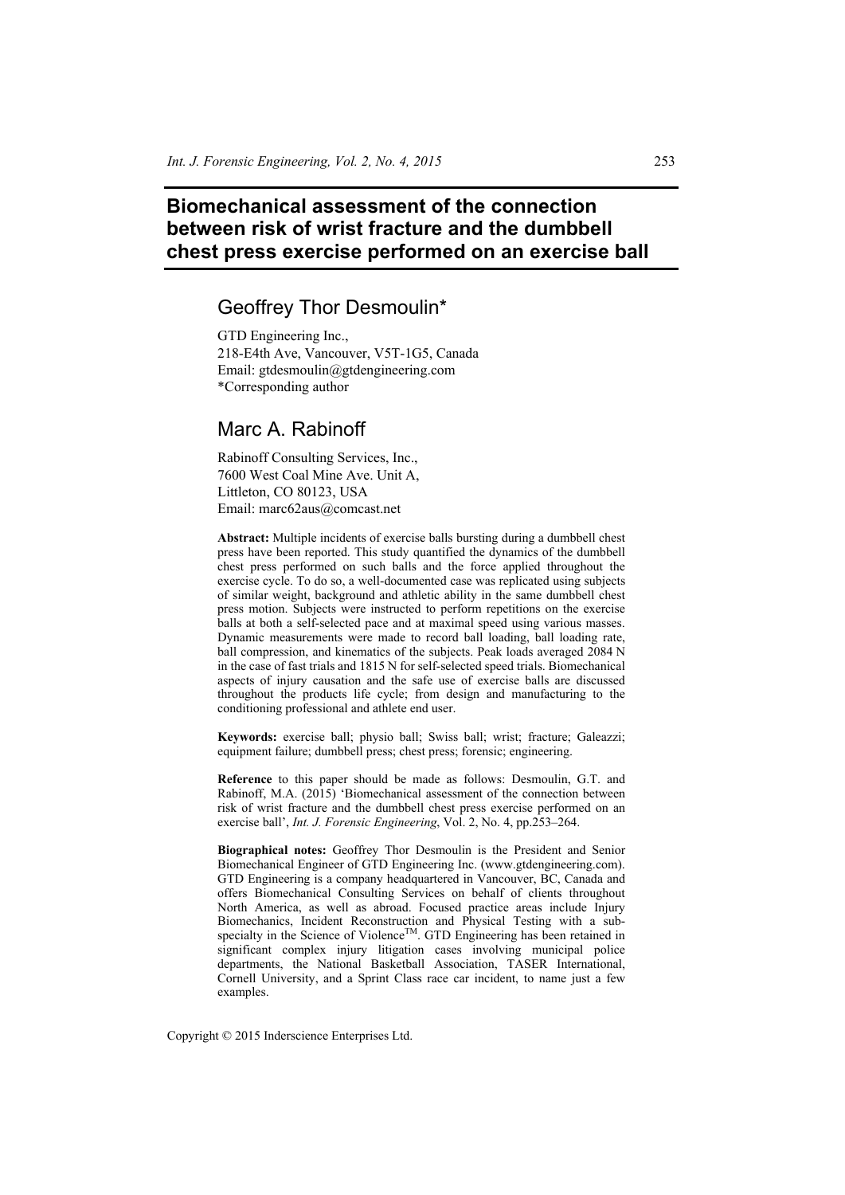# Biomechanical assessment of the connection between risk of wrist fracture and the dumbbell chest press exercise performed on an exercise ball

## Geoffrey Thor Desmoulin*

GTD Engineering Inc.,
218-E4th Ave, Vancouver, V5T-1G5, Canada
Email: gtdesmoulin@gtdengineering.com
*Corresponding author

## Marc A. Rabinoff

Rabinoff Consulting Services, Inc.,
7600 West Coal Mine Ave. Unit A,
Littleton, CO 80123, USA
Email: marc62aus@comcast.net

**Abstract:** Multiple incidents of exercise balls bursting during a dumbbell chest press have been reported. This study quantified the dynamics of the dumbbell chest press performed on such balls and the force applied throughout the exercise cycle. To do so, a well-documented case was replicated using subjects of similar weight, background and athletic ability in the same dumbbell chest press motion. Subjects were instructed to perform repetitions on the exercise balls at both a self-selected pace and at maximal speed using various masses. Dynamic measurements were made to record ball loading, ball loading rate, ball compression, and kinematics of the subjects. Peak loads averaged 2084 N in the case of fast trials and 1815 N for self-selected speed trials. Biomechanical aspects of injury causation and the safe use of exercise balls are discussed throughout the products life cycle; from design and manufacturing to the conditioning professional and athlete end user.

**Keywords:** exercise ball; physio ball; Swiss ball; wrist; fracture; Galeazzi; equipment failure; dumbbell press; chest press; forensic; engineering.

**Reference** to this paper should be made as follows: Desmoulin, G.T. and Rabinoff, M.A. (2015) 'Biomechanical assessment of the connection between risk of wrist fracture and the dumbbell chest press exercise performed on an exercise ball', *Int. J. Forensic Engineering*, Vol. 2, No. 4, pp.253–264.

**Biographical notes:** Geoffrey Thor Desmoulin is the President and Senior Biomechanical Engineer of GTD Engineering Inc. (www.gtdengineering.com). GTD Engineering is a company headquartered in Vancouver, BC, Canada and offers Biomechanical Consulting Services on behalf of clients throughout North America, as well as abroad. Focused practice areas include Injury Biomechanics, Incident Reconstruction and Physical Testing with a sub-specialty in the Science of Violence™. GTD Engineering has been retained in significant complex injury litigation cases involving municipal police departments, the National Basketball Association, TASER International, Cornell University, and a Sprint Class race car incident, to name just a few examples.

Copyright © 2015 Inderscience Enterprises Ltd.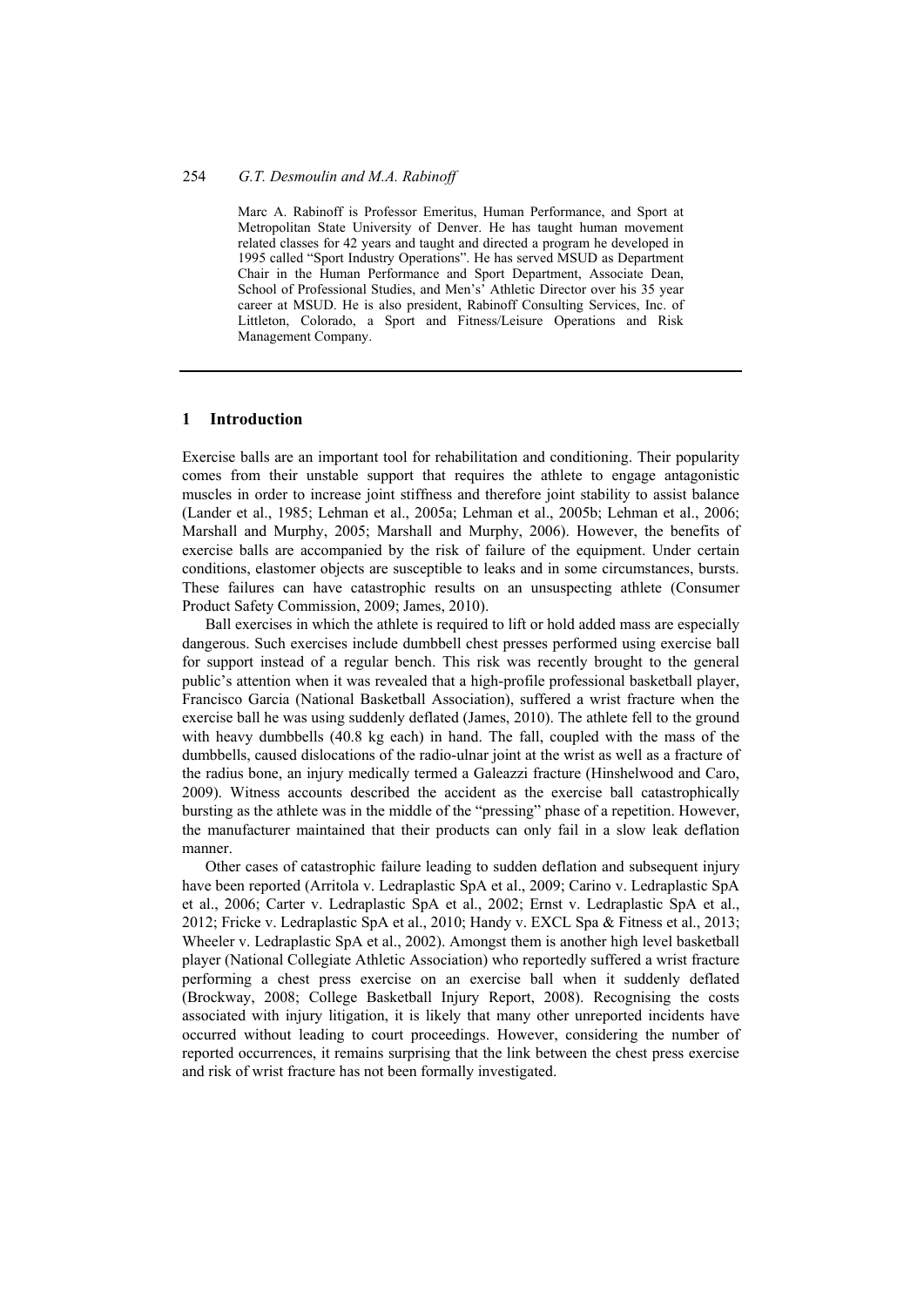Marc A. Rabinoff is Professor Emeritus, Human Performance, and Sport at Metropolitan State University of Denver. He has taught human movement related classes for 42 years and taught and directed a program he developed in 1995 called "Sport Industry Operations". He has served MSUD as Department Chair in the Human Performance and Sport Department, Associate Dean, School of Professional Studies, and Men's' Athletic Director over his 35 year career at MSUD. He is also president, Rabinoff Consulting Services, Inc. of Littleton, Colorado, a Sport and Fitness/Leisure Operations and Risk Management Company.

## 1 Introduction

Exercise balls are an important tool for rehabilitation and conditioning. Their popularity comes from their unstable support that requires the athlete to engage antagonistic muscles in order to increase joint stiffness and therefore joint stability to assist balance (Lander et al., 1985; Lehman et al., 2005a; Lehman et al., 2005b; Lehman et al., 2006; Marshall and Murphy, 2005; Marshall and Murphy, 2006). However, the benefits of exercise balls are accompanied by the risk of failure of the equipment. Under certain conditions, elastomer objects are susceptible to leaks and in some circumstances, bursts. These failures can have catastrophic results on an unsuspecting athlete (Consumer Product Safety Commission, 2009; James, 2010).

Ball exercises in which the athlete is required to lift or hold added mass are especially dangerous. Such exercises include dumbbell chest presses performed using exercise ball for support instead of a regular bench. This risk was recently brought to the general public's attention when it was revealed that a high-profile professional basketball player, Francisco Garcia (National Basketball Association), suffered a wrist fracture when the exercise ball he was using suddenly deflated (James, 2010). The athlete fell to the ground with heavy dumbbells (40.8 kg each) in hand. The fall, coupled with the mass of the dumbbells, caused dislocations of the radio-ulnar joint at the wrist as well as a fracture of the radius bone, an injury medically termed a Galeazzi fracture (Hinshelwood and Caro, 2009). Witness accounts described the accident as the exercise ball catastrophically bursting as the athlete was in the middle of the "pressing" phase of a repetition. However, the manufacturer maintained that their products can only fail in a slow leak deflation manner.

Other cases of catastrophic failure leading to sudden deflation and subsequent injury have been reported (Arritola v. Ledraplastic SpA et al., 2009; Carino v. Ledraplastic SpA et al., 2006; Carter v. Ledraplastic SpA et al., 2002; Ernst v. Ledraplastic SpA et al., 2012; Fricke v. Ledraplastic SpA et al., 2010; Handy v. EXCL Spa & Fitness et al., 2013; Wheeler v. Ledraplastic SpA et al., 2002). Amongst them is another high level basketball player (National Collegiate Athletic Association) who reportedly suffered a wrist fracture performing a chest press exercise on an exercise ball when it suddenly deflated (Brockway, 2008; College Basketball Injury Report, 2008). Recognising the costs associated with injury litigation, it is likely that many other unreported incidents have occurred without leading to court proceedings. However, considering the number of reported occurrences, it remains surprising that the link between the chest press exercise and risk of wrist fracture has not been formally investigated.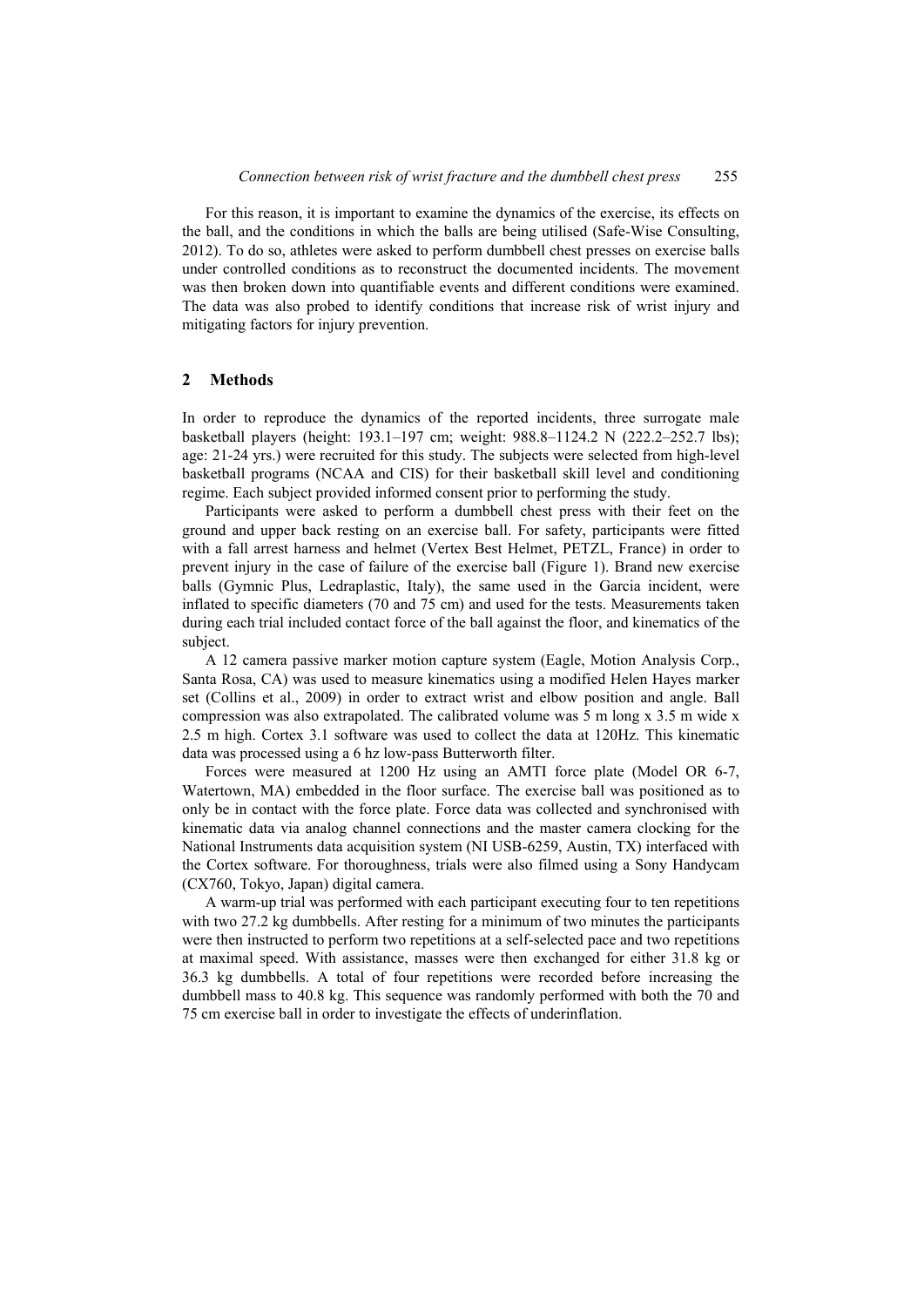For this reason, it is important to examine the dynamics of the exercise, its effects on the ball, and the conditions in which the balls are being utilised (Safe-Wise Consulting, 2012). To do so, athletes were asked to perform dumbbell chest presses on exercise balls under controlled conditions as to reconstruct the documented incidents. The movement was then broken down into quantifiable events and different conditions were examined. The data was also probed to identify conditions that increase risk of wrist injury and mitigating factors for injury prevention.

## 2 Methods

In order to reproduce the dynamics of the reported incidents, three surrogate male basketball players (height: 193.1–197 cm; weight: 988.8–1124.2 N (222.2–252.7 lbs); age: 21-24 yrs.) were recruited for this study. The subjects were selected from high-level basketball programs (NCAA and CIS) for their basketball skill level and conditioning regime. Each subject provided informed consent prior to performing the study.

Participants were asked to perform a dumbbell chest press with their feet on the ground and upper back resting on an exercise ball. For safety, participants were fitted with a fall arrest harness and helmet (Vertex Best Helmet, PETZL, France) in order to prevent injury in the case of failure of the exercise ball (Figure 1). Brand new exercise balls (Gymnic Plus, Ledraplastic, Italy), the same used in the Garcia incident, were inflated to specific diameters (70 and 75 cm) and used for the tests. Measurements taken during each trial included contact force of the ball against the floor, and kinematics of the subject.

A 12 camera passive marker motion capture system (Eagle, Motion Analysis Corp., Santa Rosa, CA) was used to measure kinematics using a modified Helen Hayes marker set (Collins et al., 2009) in order to extract wrist and elbow position and angle. Ball compression was also extrapolated. The calibrated volume was 5 m long x 3.5 m wide x 2.5 m high. Cortex 3.1 software was used to collect the data at 120Hz. This kinematic data was processed using a 6 hz low-pass Butterworth filter.

Forces were measured at 1200 Hz using an AMTI force plate (Model OR 6-7, Watertown, MA) embedded in the floor surface. The exercise ball was positioned as to only be in contact with the force plate. Force data was collected and synchronised with kinematic data via analog channel connections and the master camera clocking for the National Instruments data acquisition system (NI USB-6259, Austin, TX) interfaced with the Cortex software. For thoroughness, trials were also filmed using a Sony Handycam (CX760, Tokyo, Japan) digital camera.

A warm-up trial was performed with each participant executing four to ten repetitions with two 27.2 kg dumbbells. After resting for a minimum of two minutes the participants were then instructed to perform two repetitions at a self-selected pace and two repetitions at maximal speed. With assistance, masses were then exchanged for either 31.8 kg or 36.3 kg dumbbells. A total of four repetitions were recorded before increasing the dumbbell mass to 40.8 kg. This sequence was randomly performed with both the 70 and 75 cm exercise ball in order to investigate the effects of underinflation.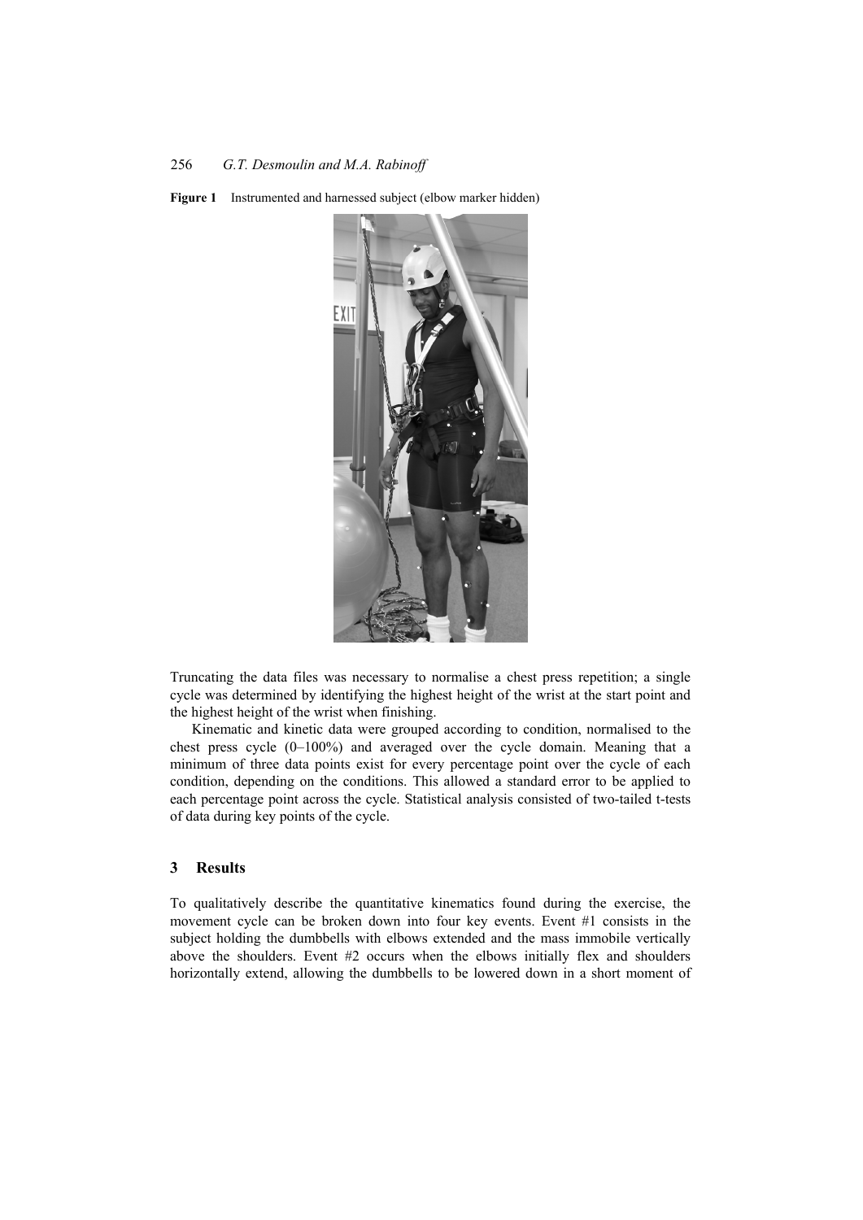**Figure 1** Instrumented and harnessed subject (elbow marker hidden)

Truncating the data files was necessary to normalise a chest press repetition; a single cycle was determined by identifying the highest height of the wrist at the start point and the highest height of the wrist when finishing.

Kinematic and kinetic data were grouped according to condition, normalised to the chest press cycle (0–100%) and averaged over the cycle domain. Meaning that a minimum of three data points exist for every percentage point over the cycle of each condition, depending on the conditions. This allowed a standard error to be applied to each percentage point across the cycle. Statistical analysis consisted of two-tailed t-tests of data during key points of the cycle.

## 3 Results

To qualitatively describe the quantitative kinematics found during the exercise, the movement cycle can be broken down into four key events. Event #1 consists in the subject holding the dumbbells with elbows extended and the mass immobile vertically above the shoulders. Event #2 occurs when the elbows initially flex and shoulders horizontally extend, allowing the dumbbells to be lowered down in a short moment of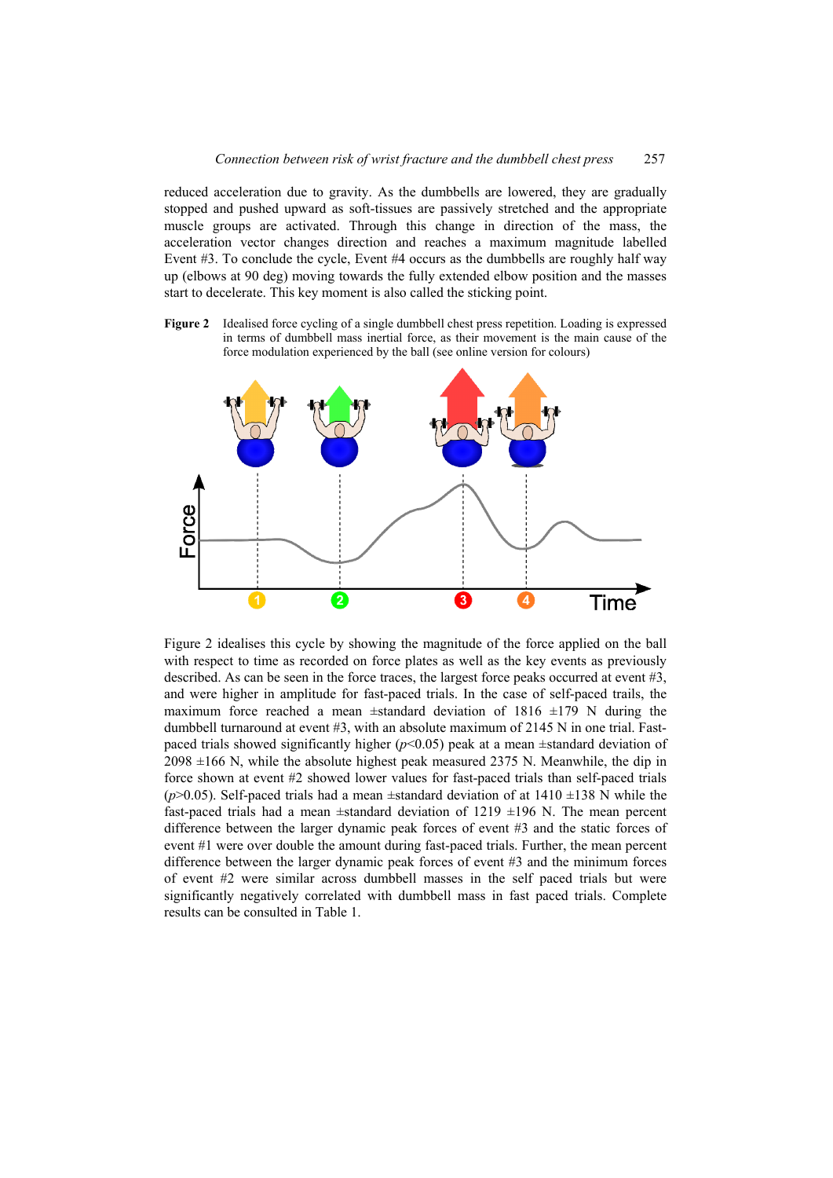reduced acceleration due to gravity. As the dumbbells are lowered, they are gradually stopped and pushed upward as soft-tissues are passively stretched and the appropriate muscle groups are activated. Through this change in direction of the mass, the acceleration vector changes direction and reaches a maximum magnitude labelled Event #3. To conclude the cycle, Event #4 occurs as the dumbbells are roughly half way up (elbows at 90 deg) moving towards the fully extended elbow position and the masses start to decelerate. This key moment is also called the sticking point.

**Figure 2** Idealised force cycling of a single dumbbell chest press repetition. Loading is expressed in terms of dumbbell mass inertial force, as their movement is the main cause of the force modulation experienced by the ball (see online version for colours)

Figure 2 idealises this cycle by showing the magnitude of the force applied on the ball with respect to time as recorded on force plates as well as the key events as previously described. As can be seen in the force traces, the largest force peaks occurred at event #3, and were higher in amplitude for fast-paced trials. In the case of self-paced trails, the maximum force reached a mean ±standard deviation of 1816 ±179 N during the dumbbell turnaround at event #3, with an absolute maximum of 2145 N in one trial. Fast-paced trials showed significantly higher ($p<0.05$) peak at a mean ±standard deviation of 2098 ±166 N, while the absolute highest peak measured 2375 N. Meanwhile, the dip in force shown at event #2 showed lower values for fast-paced trials than self-paced trials ($p>0.05$). Self-paced trials had a mean ±standard deviation of at 1410 ±138 N while the fast-paced trials had a mean ±standard deviation of 1219 ±196 N. The mean percent difference between the larger dynamic peak forces of event #3 and the static forces of event #1 were over double the amount during fast-paced trials. Further, the mean percent difference between the larger dynamic peak forces of event #3 and the minimum forces of event #2 were similar across dumbbell masses in the self paced trials but were significantly negatively correlated with dumbbell mass in fast paced trials. Complete results can be consulted in Table 1.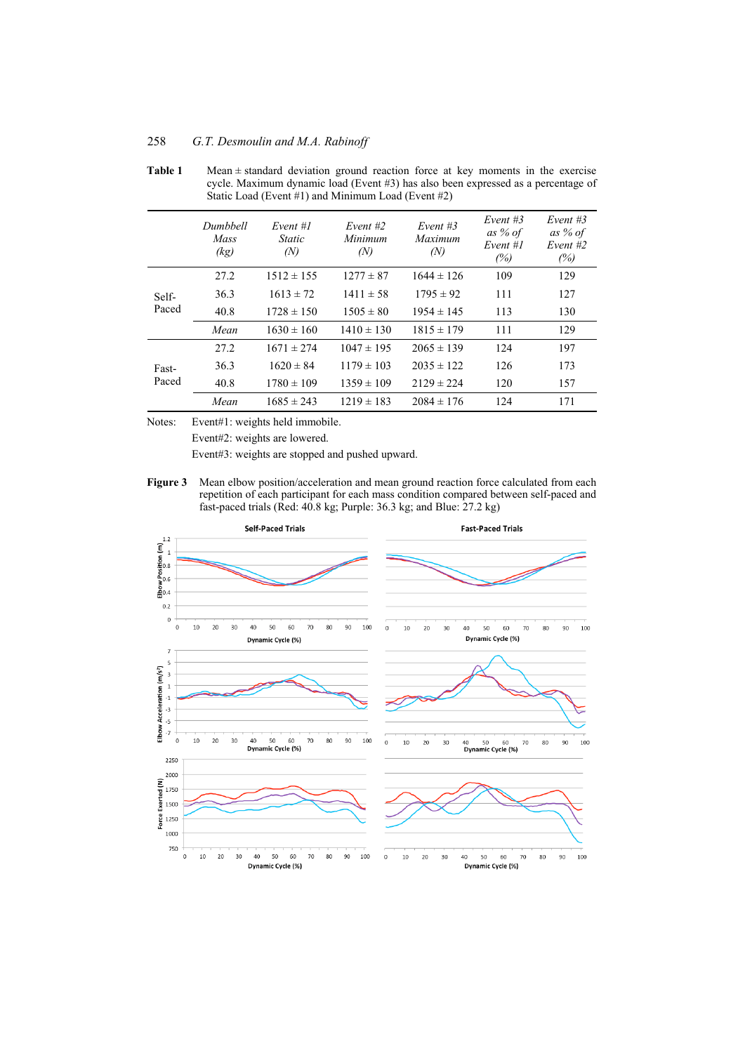**Table 1** Mean ± standard deviation ground reaction force at key moments in the exercise cycle. Maximum dynamic load (Event #3) has also been expressed as a percentage of Static Load (Event #1) and Minimum Load (Event #2)

| | *Dumbbell Mass (kg)* | *Event #1 Static (N)* | *Event #2 Minimum (N)* | *Event #3 Maximum (N)* | *Event #3 as % of Event #1 (%)* | *Event #3 as % of Event #2 (%)* |
|---|---|---|---|---|---|---|
| Self-Paced | 27.2 | 1512 ± 155 | 1277 ± 87 | 1644 ± 126 | 109 | 129 |
| | 36.3 | 1613 ± 72 | 1411 ± 58 | 1795 ± 92 | 111 | 127 |
| | 40.8 | 1728 ± 150 | 1505 ± 80 | 1954 ± 145 | 113 | 130 |
| | *Mean* | 1630 ± 160 | 1410 ± 130 | 1815 ± 179 | 111 | 129 |
| Fast-Paced | 27.2 | 1671 ± 274 | 1047 ± 195 | 2065 ± 139 | 124 | 197 |
| | 36.3 | 1620 ± 84 | 1179 ± 103 | 2035 ± 122 | 126 | 173 |
| | 40.8 | 1780 ± 109 | 1359 ± 109 | 2129 ± 224 | 120 | 157 |
| | *Mean* | 1685 ± 243 | 1219 ± 183 | 2084 ± 176 | 124 | 171 |

Notes: Event#1: weights held immobile.
Event#2: weights are lowered.
Event#3: weights are stopped and pushed upward.

**Figure 3** Mean elbow position/acceleration and mean ground reaction force calculated from each repetition of each participant for each mass condition compared between self-paced and fast-paced trials (Red: 40.8 kg; Purple: 36.3 kg; and Blue: 27.2 kg)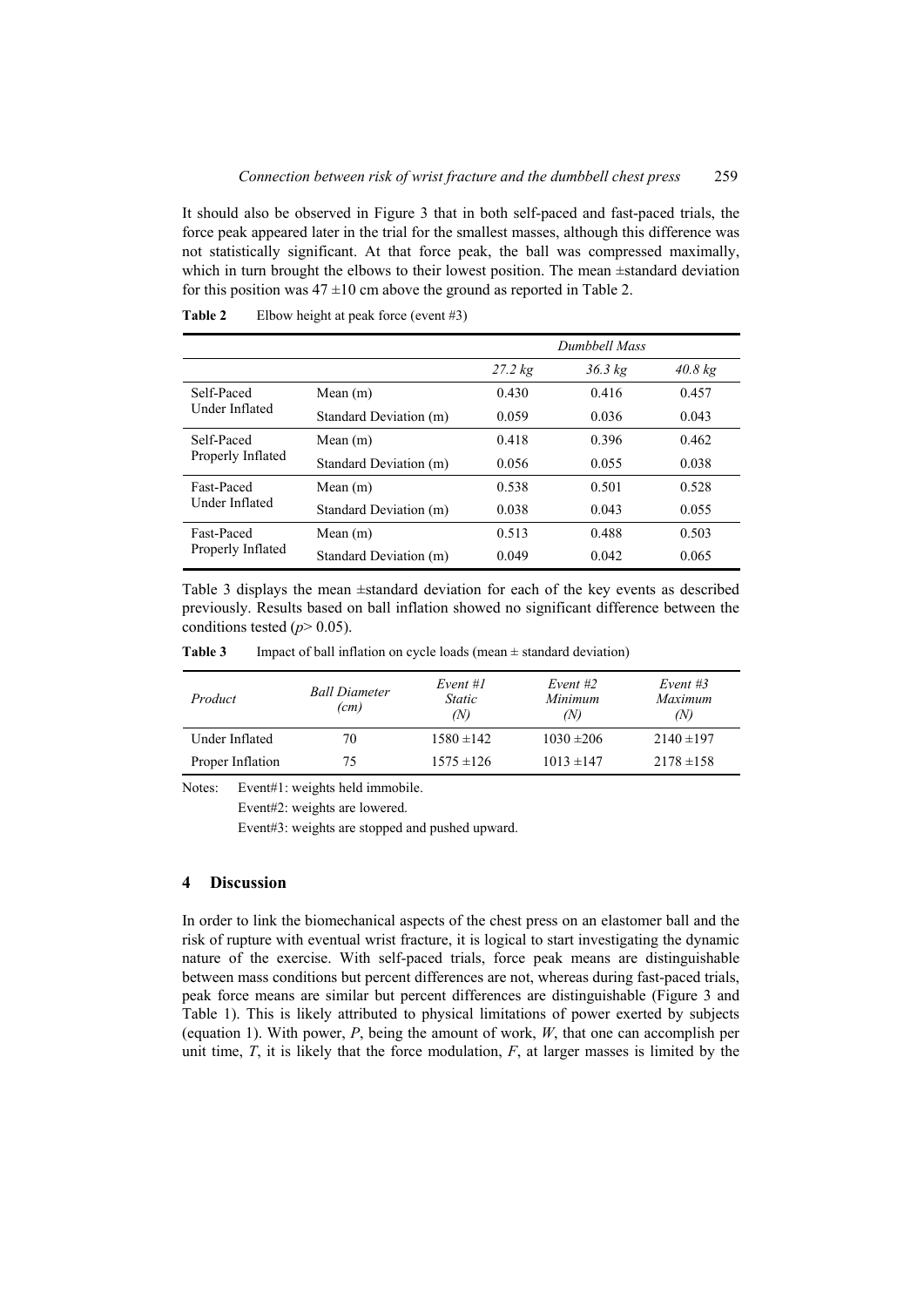It should also be observed in Figure 3 that in both self-paced and fast-paced trials, the force peak appeared later in the trial for the smallest masses, although this difference was not statistically significant. At that force peak, the ball was compressed maximally, which in turn brought the elbows to their lowest position. The mean ±standard deviation for this position was 47 ±10 cm above the ground as reported in Table 2.

**Table 2** Elbow height at peak force (event #3)

| | | Dumbbell Mass | | |
|---|---|---|---|---|
| | | *27.2 kg* | *36.3 kg* | *40.8 kg* |
| Self-Paced Under Inflated | Mean (m) | 0.430 | 0.416 | 0.457 |
| | Standard Deviation (m) | 0.059 | 0.036 | 0.043 |
| Self-Paced Properly Inflated | Mean (m) | 0.418 | 0.396 | 0.462 |
| | Standard Deviation (m) | 0.056 | 0.055 | 0.038 |
| Fast-Paced Under Inflated | Mean (m) | 0.538 | 0.501 | 0.528 |
| | Standard Deviation (m) | 0.038 | 0.043 | 0.055 |
| Fast-Paced Properly Inflated | Mean (m) | 0.513 | 0.488 | 0.503 |
| | Standard Deviation (m) | 0.049 | 0.042 | 0.065 |

Table 3 displays the mean ±standard deviation for each of the key events as described previously. Results based on ball inflation showed no significant difference between the conditions tested ($p > 0.05$).

**Table 3** Impact of ball inflation on cycle loads (mean ± standard deviation)

| *Product* | *Ball Diameter (cm)* | *Event #1 Static (N)* | *Event #2 Minimum (N)* | *Event #3 Maximum (N)* |
|---|---|---|---|---|
| Under Inflated | 70 | 1580 ±142 | 1030 ±206 | 2140 ±197 |
| Proper Inflation | 75 | 1575 ±126 | 1013 ±147 | 2178 ±158 |

Notes: Event#1: weights held immobile.
Event#2: weights are lowered.
Event#3: weights are stopped and pushed upward.

## 4 Discussion

In order to link the biomechanical aspects of the chest press on an elastomer ball and the risk of rupture with eventual wrist fracture, it is logical to start investigating the dynamic nature of the exercise. With self-paced trials, force peak means are distinguishable between mass conditions but percent differences are not, whereas during fast-paced trials, peak force means are similar but percent differences are distinguishable (Figure 3 and Table 1). This is likely attributed to physical limitations of power exerted by subjects (equation 1). With power, $P$, being the amount of work, $W$, that one can accomplish per unit time, $T$, it is likely that the force modulation, $F$, at larger masses is limited by the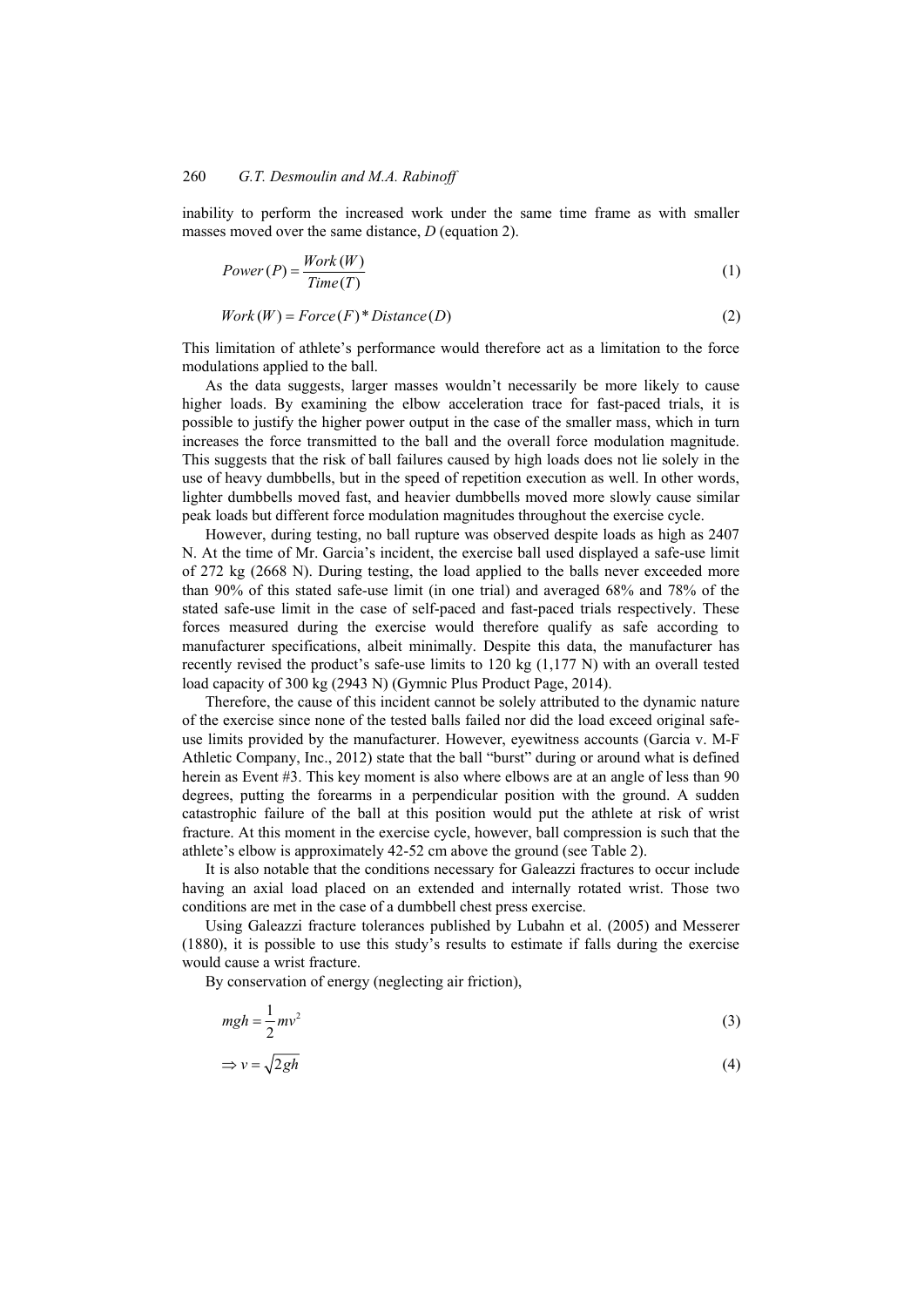inability to perform the increased work under the same time frame as with smaller masses moved over the same distance, *D* (equation 2).

$$Power\,(P) = \frac{Work\,(W)}{Time\,(T)} \tag{1}$$

$$Work\,(W) = Force\,(F) * Distance\,(D) \tag{2}$$

This limitation of athlete's performance would therefore act as a limitation to the force modulations applied to the ball.

As the data suggests, larger masses wouldn't necessarily be more likely to cause higher loads. By examining the elbow acceleration trace for fast-paced trials, it is possible to justify the higher power output in the case of the smaller mass, which in turn increases the force transmitted to the ball and the overall force modulation magnitude. This suggests that the risk of ball failures caused by high loads does not lie solely in the use of heavy dumbbells, but in the speed of repetition execution as well. In other words, lighter dumbbells moved fast, and heavier dumbbells moved more slowly cause similar peak loads but different force modulation magnitudes throughout the exercise cycle.

However, during testing, no ball rupture was observed despite loads as high as 2407 N. At the time of Mr. Garcia's incident, the exercise ball used displayed a safe-use limit of 272 kg (2668 N). During testing, the load applied to the balls never exceeded more than 90% of this stated safe-use limit (in one trial) and averaged 68% and 78% of the stated safe-use limit in the case of self-paced and fast-paced trials respectively. These forces measured during the exercise would therefore qualify as safe according to manufacturer specifications, albeit minimally. Despite this data, the manufacturer has recently revised the product's safe-use limits to 120 kg (1,177 N) with an overall tested load capacity of 300 kg (2943 N) (Gymnic Plus Product Page, 2014).

Therefore, the cause of this incident cannot be solely attributed to the dynamic nature of the exercise since none of the tested balls failed nor did the load exceed original safe-use limits provided by the manufacturer. However, eyewitness accounts (Garcia v. M-F Athletic Company, Inc., 2012) state that the ball "burst" during or around what is defined herein as Event #3. This key moment is also where elbows are at an angle of less than 90 degrees, putting the forearms in a perpendicular position with the ground. A sudden catastrophic failure of the ball at this position would put the athlete at risk of wrist fracture. At this moment in the exercise cycle, however, ball compression is such that the athlete's elbow is approximately 42-52 cm above the ground (see Table 2).

It is also notable that the conditions necessary for Galeazzi fractures to occur include having an axial load placed on an extended and internally rotated wrist. Those two conditions are met in the case of a dumbbell chest press exercise.

Using Galeazzi fracture tolerances published by Lubahn et al. (2005) and Messerer (1880), it is possible to use this study's results to estimate if falls during the exercise would cause a wrist fracture.

By conservation of energy (neglecting air friction),

$$mgh = \frac{1}{2}mv^2 \tag{3}$$

$$\Rightarrow v = \sqrt{2gh} \tag{4}$$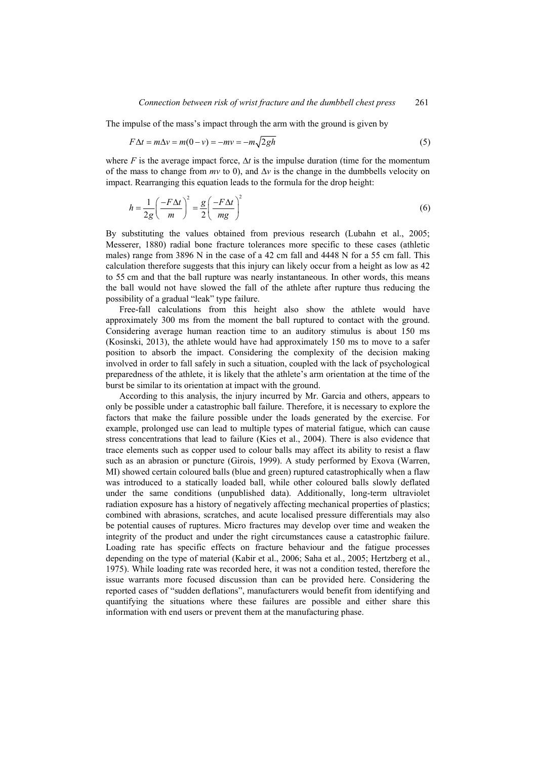The impulse of the mass's impact through the arm with the ground is given by

$$F\Delta t = m\Delta v = m(0 - v) = -mv = -m\sqrt{2gh} \tag{5}$$

where $F$ is the average impact force, $\Delta t$ is the impulse duration (time for the momentum of the mass to change from $mv$ to 0), and $\Delta v$ is the change in the dumbbells velocity on impact. Rearranging this equation leads to the formula for the drop height:

$$h = \frac{1}{2g}\left(\frac{-F\Delta t}{m}\right)^2 = \frac{g}{2}\left(\frac{-F\Delta t}{mg}\right)^2 \tag{6}$$

By substituting the values obtained from previous research (Lubahn et al., 2005; Messerer, 1880) radial bone fracture tolerances more specific to these cases (athletic males) range from 3896 N in the case of a 42 cm fall and 4448 N for a 55 cm fall. This calculation therefore suggests that this injury can likely occur from a height as low as 42 to 55 cm and that the ball rupture was nearly instantaneous. In other words, this means the ball would not have slowed the fall of the athlete after rupture thus reducing the possibility of a gradual "leak" type failure.

Free-fall calculations from this height also show the athlete would have approximately 300 ms from the moment the ball ruptured to contact with the ground. Considering average human reaction time to an auditory stimulus is about 150 ms (Kosinski, 2013), the athlete would have had approximately 150 ms to move to a safer position to absorb the impact. Considering the complexity of the decision making involved in order to fall safely in such a situation, coupled with the lack of psychological preparedness of the athlete, it is likely that the athlete's arm orientation at the time of the burst be similar to its orientation at impact with the ground.

According to this analysis, the injury incurred by Mr. Garcia and others, appears to only be possible under a catastrophic ball failure. Therefore, it is necessary to explore the factors that make the failure possible under the loads generated by the exercise. For example, prolonged use can lead to multiple types of material fatigue, which can cause stress concentrations that lead to failure (Kies et al., 2004). There is also evidence that trace elements such as copper used to colour balls may affect its ability to resist a flaw such as an abrasion or puncture (Girois, 1999). A study performed by Exova (Warren, MI) showed certain coloured balls (blue and green) ruptured catastrophically when a flaw was introduced to a statically loaded ball, while other coloured balls slowly deflated under the same conditions (unpublished data). Additionally, long-term ultraviolet radiation exposure has a history of negatively affecting mechanical properties of plastics; combined with abrasions, scratches, and acute localised pressure differentials may also be potential causes of ruptures. Micro fractures may develop over time and weaken the integrity of the product and under the right circumstances cause a catastrophic failure. Loading rate has specific effects on fracture behaviour and the fatigue processes depending on the type of material (Kabir et al., 2006; Saha et al., 2005; Hertzberg et al., 1975). While loading rate was recorded here, it was not a condition tested, therefore the issue warrants more focused discussion than can be provided here. Considering the reported cases of "sudden deflations", manufacturers would benefit from identifying and quantifying the situations where these failures are possible and either share this information with end users or prevent them at the manufacturing phase.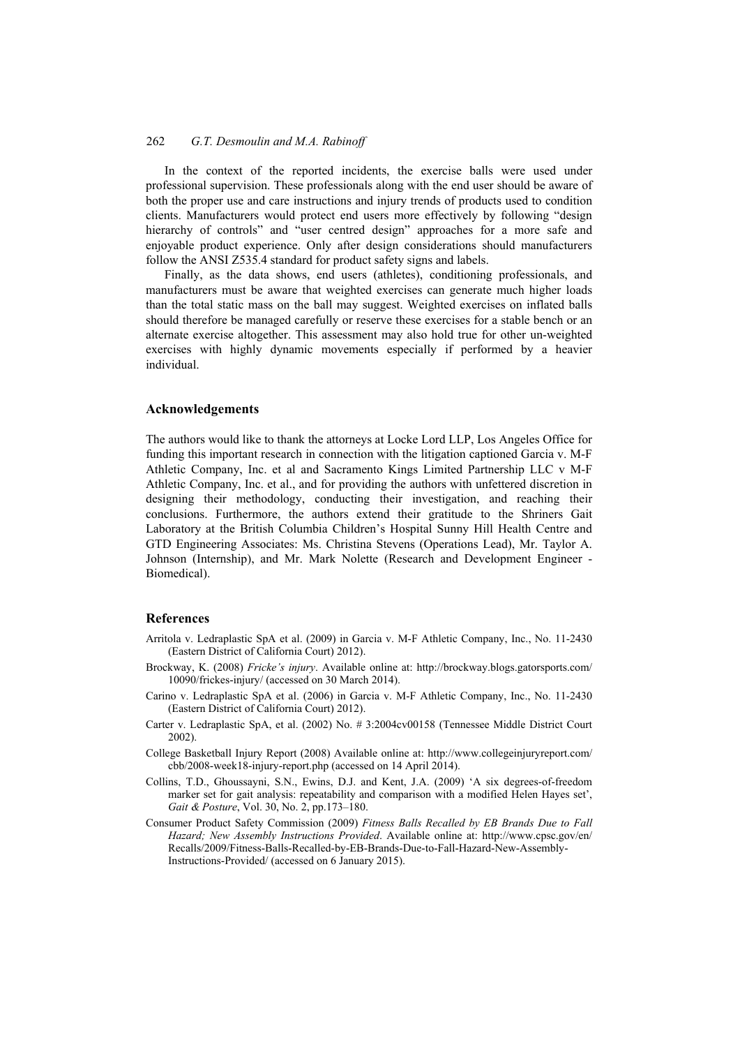In the context of the reported incidents, the exercise balls were used under professional supervision. These professionals along with the end user should be aware of both the proper use and care instructions and injury trends of products used to condition clients. Manufacturers would protect end users more effectively by following "design hierarchy of controls" and "user centred design" approaches for a more safe and enjoyable product experience. Only after design considerations should manufacturers follow the ANSI Z535.4 standard for product safety signs and labels.

Finally, as the data shows, end users (athletes), conditioning professionals, and manufacturers must be aware that weighted exercises can generate much higher loads than the total static mass on the ball may suggest. Weighted exercises on inflated balls should therefore be managed carefully or reserve these exercises for a stable bench or an alternate exercise altogether. This assessment may also hold true for other un-weighted exercises with highly dynamic movements especially if performed by a heavier individual.

## Acknowledgements

The authors would like to thank the attorneys at Locke Lord LLP, Los Angeles Office for funding this important research in connection with the litigation captioned Garcia v. M-F Athletic Company, Inc. et al and Sacramento Kings Limited Partnership LLC v M-F Athletic Company, Inc. et al., and for providing the authors with unfettered discretion in designing their methodology, conducting their investigation, and reaching their conclusions. Furthermore, the authors extend their gratitude to the Shriners Gait Laboratory at the British Columbia Children's Hospital Sunny Hill Health Centre and GTD Engineering Associates: Ms. Christina Stevens (Operations Lead), Mr. Taylor A. Johnson (Internship), and Mr. Mark Nolette (Research and Development Engineer - Biomedical).

## References

Arritola v. Ledraplastic SpA et al. (2009) in Garcia v. M-F Athletic Company, Inc., No. 11-2430 (Eastern District of California Court) 2012).

Brockway, K. (2008) *Fricke's injury*. Available online at: http://brockway.blogs.gatorsports.com/10090/frickes-injury/ (accessed on 30 March 2014).

Carino v. Ledraplastic SpA et al. (2006) in Garcia v. M-F Athletic Company, Inc., No. 11-2430 (Eastern District of California Court) 2012).

Carter v. Ledraplastic SpA, et al. (2002) No. # 3:2004cv00158 (Tennessee Middle District Court 2002).

College Basketball Injury Report (2008) Available online at: http://www.collegeinjuryreport.com/cbb/2008-week18-injury-report.php (accessed on 14 April 2014).

Collins, T.D., Ghoussayni, S.N., Ewins, D.J. and Kent, J.A. (2009) 'A six degrees-of-freedom marker set for gait analysis: repeatability and comparison with a modified Helen Hayes set', *Gait & Posture*, Vol. 30, No. 2, pp.173–180.

Consumer Product Safety Commission (2009) *Fitness Balls Recalled by EB Brands Due to Fall Hazard; New Assembly Instructions Provided*. Available online at: http://www.cpsc.gov/en/Recalls/2009/Fitness-Balls-Recalled-by-EB-Brands-Due-to-Fall-Hazard-New-Assembly-Instructions-Provided/ (accessed on 6 January 2015).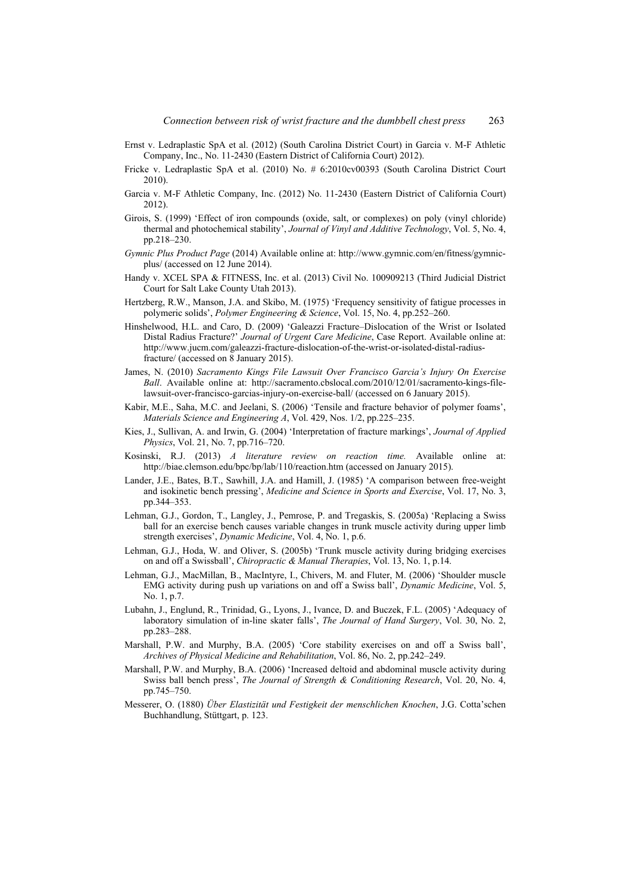Ernst v. Ledraplastic SpA et al. (2012) (South Carolina District Court) in Garcia v. M-F Athletic Company, Inc., No. 11-2430 (Eastern District of California Court) 2012).

Fricke v. Ledraplastic SpA et al. (2010) No. # 6:2010cv00393 (South Carolina District Court 2010).

Garcia v. M-F Athletic Company, Inc. (2012) No. 11-2430 (Eastern District of California Court) 2012).

Girois, S. (1999) 'Effect of iron compounds (oxide, salt, or complexes) on poly (vinyl chloride) thermal and photochemical stability', *Journal of Vinyl and Additive Technology*, Vol. 5, No. 4, pp.218–230.

*Gymnic Plus Product Page* (2014) Available online at: http://www.gymnic.com/en/fitness/gymnic-plus/ (accessed on 12 June 2014).

Handy v. XCEL SPA & FITNESS, Inc. et al. (2013) Civil No. 100909213 (Third Judicial District Court for Salt Lake County Utah 2013).

Hertzberg, R.W., Manson, J.A. and Skibo, M. (1975) 'Frequency sensitivity of fatigue processes in polymeric solids', *Polymer Engineering & Science*, Vol. 15, No. 4, pp.252–260.

Hinshelwood, H.L. and Caro, D. (2009) 'Galeazzi Fracture–Dislocation of the Wrist or Isolated Distal Radius Fracture?' *Journal of Urgent Care Medicine*, Case Report. Available online at: http://www.jucm.com/galeazzi-fracture-dislocation-of-the-wrist-or-isolated-distal-radius-fracture/ (accessed on 8 January 2015).

James, N. (2010) *Sacramento Kings File Lawsuit Over Francisco Garcia's Injury On Exercise Ball*. Available online at: http://sacramento.cbslocal.com/2010/12/01/sacramento-kings-file-lawsuit-over-francisco-garcias-injury-on-exercise-ball/ (accessed on 6 January 2015).

Kabir, M.E., Saha, M.C. and Jeelani, S. (2006) 'Tensile and fracture behavior of polymer foams', *Materials Science and Engineering A*, Vol. 429, Nos. 1/2, pp.225–235.

Kies, J., Sullivan, A. and Irwin, G. (2004) 'Interpretation of fracture markings', *Journal of Applied Physics*, Vol. 21, No. 7, pp.716–720.

Kosinski, R.J. (2013) *A literature review on reaction time.* Available online at: http://biae.clemson.edu/bpc/bp/lab/110/reaction.htm (accessed on January 2015).

Lander, J.E., Bates, B.T., Sawhill, J.A. and Hamill, J. (1985) 'A comparison between free-weight and isokinetic bench pressing', *Medicine and Science in Sports and Exercise*, Vol. 17, No. 3, pp.344–353.

Lehman, G.J., Gordon, T., Langley, J., Pemrose, P. and Tregaskis, S. (2005a) 'Replacing a Swiss ball for an exercise bench causes variable changes in trunk muscle activity during upper limb strength exercises', *Dynamic Medicine*, Vol. 4, No. 1, p.6.

Lehman, G.J., Hoda, W. and Oliver, S. (2005b) 'Trunk muscle activity during bridging exercises on and off a Swissball', *Chiropractic & Manual Therapies*, Vol. 13, No. 1, p.14.

Lehman, G.J., MacMillan, B., MacIntyre, I., Chivers, M. and Fluter, M. (2006) 'Shoulder muscle EMG activity during push up variations on and off a Swiss ball', *Dynamic Medicine*, Vol. 5, No. 1, p.7.

Lubahn, J., Englund, R., Trinidad, G., Lyons, J., Ivance, D. and Buczek, F.L. (2005) 'Adequacy of laboratory simulation of in-line skater falls', *The Journal of Hand Surgery*, Vol. 30, No. 2, pp.283–288.

Marshall, P.W. and Murphy, B.A. (2005) 'Core stability exercises on and off a Swiss ball', *Archives of Physical Medicine and Rehabilitation*, Vol. 86, No. 2, pp.242–249.

Marshall, P.W. and Murphy, B.A. (2006) 'Increased deltoid and abdominal muscle activity during Swiss ball bench press', *The Journal of Strength & Conditioning Research*, Vol. 20, No. 4, pp.745–750.

Messerer, O. (1880) *Über Elastizität und Festigkeit der menschlichen Knochen*, J.G. Cotta'schen Buchhandlung, Stüttgart, p. 123.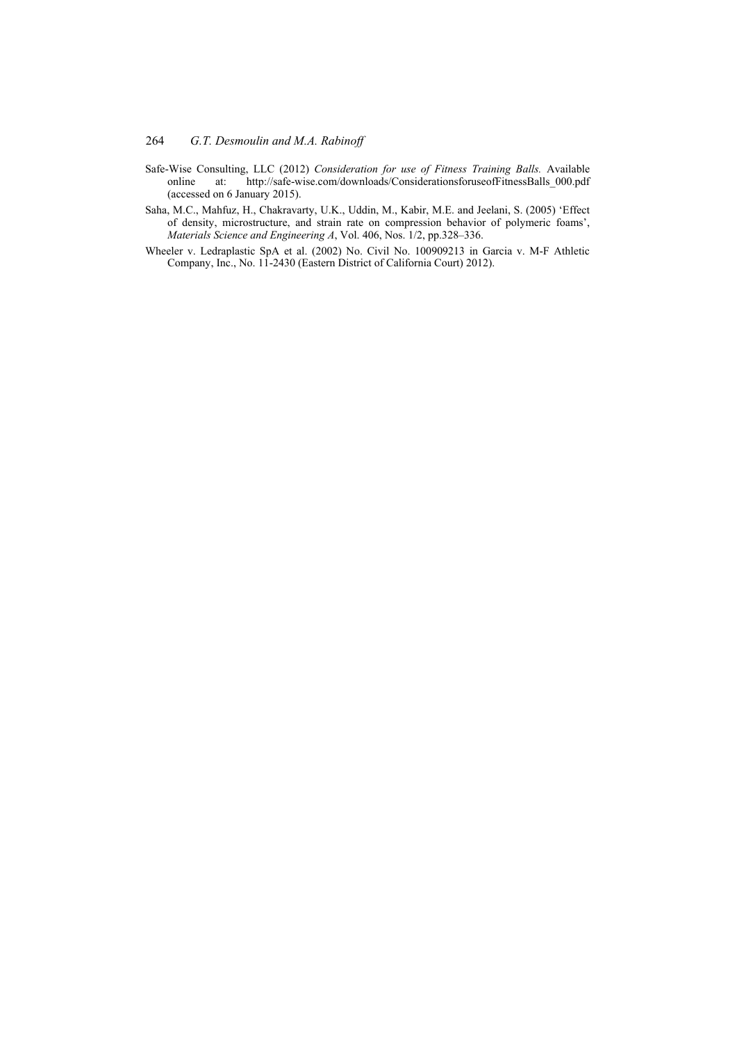Safe-Wise Consulting, LLC (2012) *Consideration for use of Fitness Training Balls.* Available online at: http://safe-wise.com/downloads/ConsiderationsforuseofFitnessBalls_000.pdf (accessed on 6 January 2015).

Saha, M.C., Mahfuz, H., Chakravarty, U.K., Uddin, M., Kabir, M.E. and Jeelani, S. (2005) 'Effect of density, microstructure, and strain rate on compression behavior of polymeric foams', *Materials Science and Engineering A*, Vol. 406, Nos. 1/2, pp.328–336.

Wheeler v. Ledraplastic SpA et al. (2002) No. Civil No. 100909213 in Garcia v. M-F Athletic Company, Inc., No. 11-2430 (Eastern District of California Court) 2012).